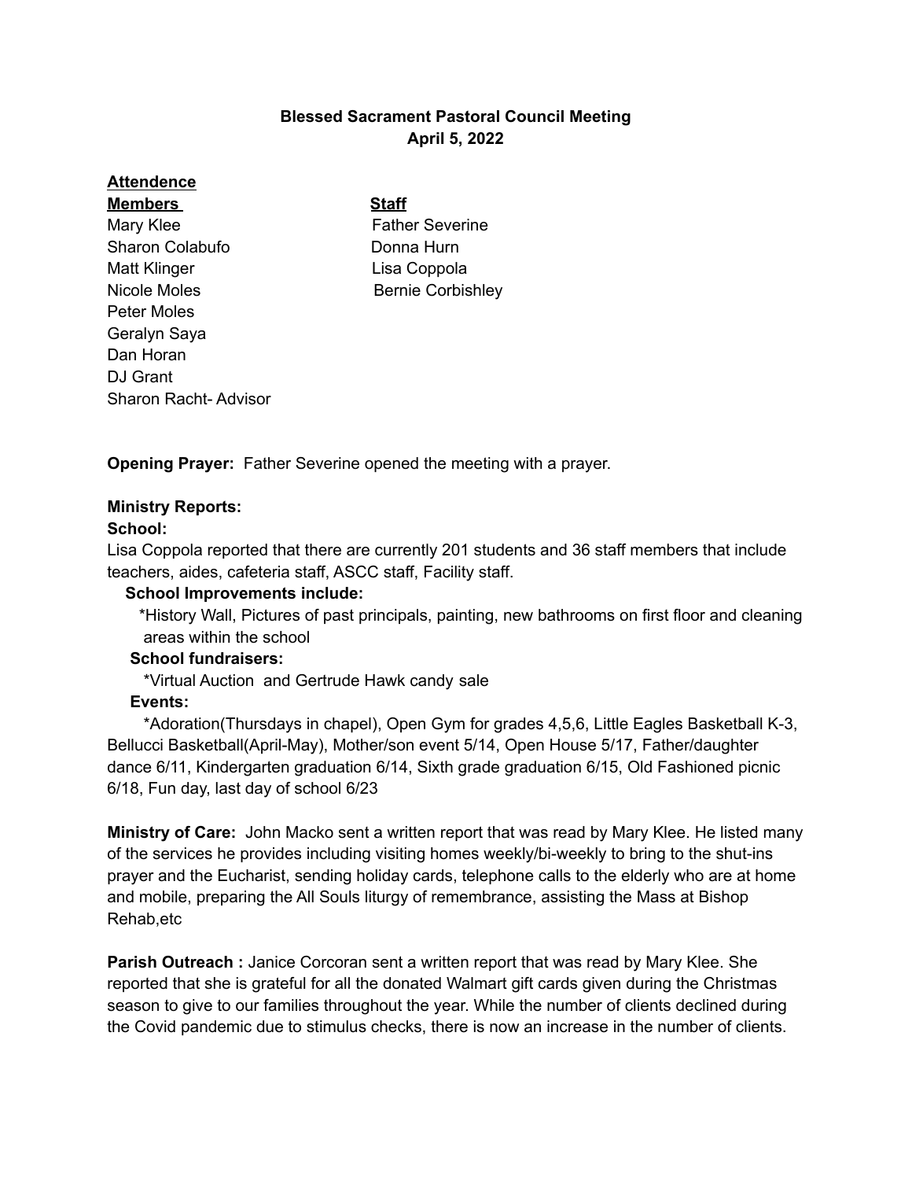**Blessed Sacrament Pastoral Council Meeting**
**April 5, 2022**

**Attendence**

| **Members** | **Staff** |
| --- | --- |
| Mary Klee | Father Severine |
| Sharon Colabufo | Donna Hurn |
| Matt Klinger | Lisa Coppola |
| Nicole Moles | Bernie Corbishley |
| Peter Moles | |
| Geralyn Saya | |
| Dan Horan | |
| DJ Grant | |
| Sharon Racht- Advisor | |

**Opening Prayer:** Father Severine opened the meeting with a prayer.

**Ministry Reports:**

**School:**
Lisa Coppola reported that there are currently 201 students and 36 staff members that include teachers, aides, cafeteria staff, ASCC staff, Facility staff.

**School Improvements include:**
*History Wall, Pictures of past principals, painting, new bathrooms on first floor and cleaning areas within the school

**School fundraisers:**
*Virtual Auction and Gertrude Hawk candy sale

**Events:**
*Adoration(Thursdays in chapel), Open Gym for grades 4,5,6, Little Eagles Basketball K-3, Bellucci Basketball(April-May), Mother/son event 5/14, Open House 5/17, Father/daughter dance 6/11, Kindergarten graduation 6/14, Sixth grade graduation 6/15, Old Fashioned picnic 6/18, Fun day, last day of school 6/23

**Ministry of Care:** John Macko sent a written report that was read by Mary Klee. He listed many of the services he provides including visiting homes weekly/bi-weekly to bring to the shut-ins prayer and the Eucharist, sending holiday cards, telephone calls to the elderly who are at home and mobile, preparing the All Souls liturgy of remembrance, assisting the Mass at Bishop Rehab,etc

**Parish Outreach :** Janice Corcoran sent a written report that was read by Mary Klee. She reported that she is grateful for all the donated Walmart gift cards given during the Christmas season to give to our families throughout the year. While the number of clients declined during the Covid pandemic due to stimulus checks, there is now an increase in the number of clients.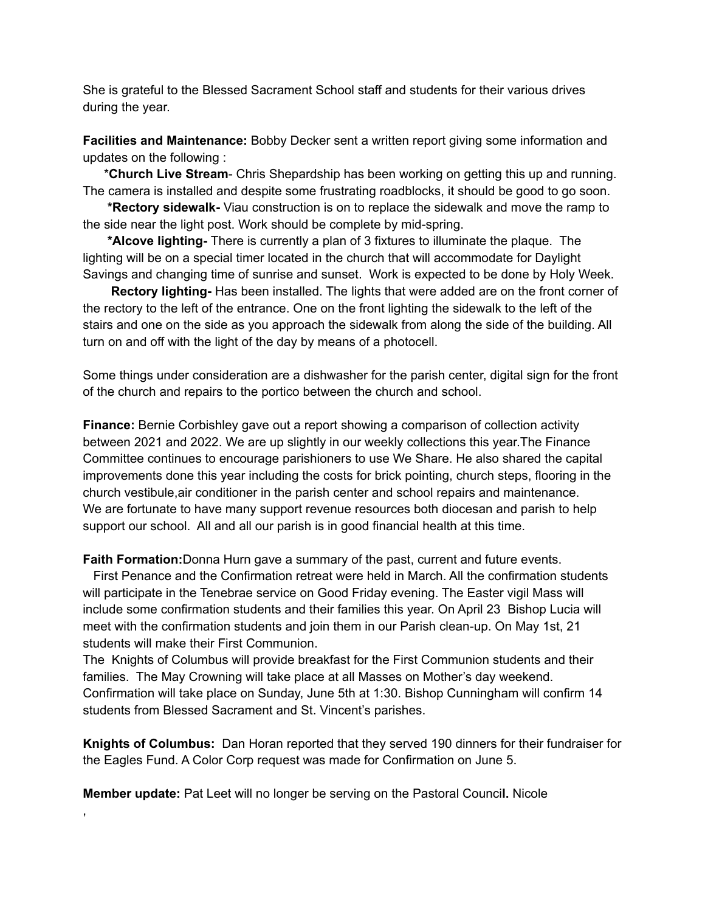She is grateful to the Blessed Sacrament School staff and students for their various drives during the year.

**Facilities and Maintenance:** Bobby Decker sent a written report giving some information and updates on the following :

*__Church Live Stream__- Chris Shepardship has been working on getting this up and running. The camera is installed and despite some frustrating roadblocks, it should be good to go soon.

**\*Rectory sidewalk-** Viau construction is on to replace the sidewalk and move the ramp to the side near the light post. Work should be complete by mid-spring.

**\*Alcove lighting-** There is currently a plan of 3 fixtures to illuminate the plaque. The lighting will be on a special timer located in the church that will accommodate for Daylight Savings and changing time of sunrise and sunset. Work is expected to be done by Holy Week.

**Rectory lighting-** Has been installed. The lights that were added are on the front corner of the rectory to the left of the entrance. One on the front lighting the sidewalk to the left of the stairs and one on the side as you approach the sidewalk from along the side of the building. All turn on and off with the light of the day by means of a photocell.

Some things under consideration are a dishwasher for the parish center, digital sign for the front of the church and repairs to the portico between the church and school.

**Finance:** Bernie Corbishley gave out a report showing a comparison of collection activity between 2021 and 2022. We are up slightly in our weekly collections this year.The Finance Committee continues to encourage parishioners to use We Share. He also shared the capital improvements done this year including the costs for brick pointing, church steps, flooring in the church vestibule,air conditioner in the parish center and school repairs and maintenance. We are fortunate to have many support revenue resources both diocesan and parish to help support our school. All and all our parish is in good financial health at this time.

**Faith Formation:**Donna Hurn gave a summary of the past, current and future events.

First Penance and the Confirmation retreat were held in March. All the confirmation students will participate in the Tenebrae service on Good Friday evening. The Easter vigil Mass will include some confirmation students and their families this year. On April 23 Bishop Lucia will meet with the confirmation students and join them in our Parish clean-up. On May 1st, 21 students will make their First Communion.

The Knights of Columbus will provide breakfast for the First Communion students and their families. The May Crowning will take place at all Masses on Mother's day weekend. Confirmation will take place on Sunday, June 5th at 1:30. Bishop Cunningham will confirm 14 students from Blessed Sacrament and St. Vincent's parishes.

**Knights of Columbus:** Dan Horan reported that they served 190 dinners for their fundraiser for the Eagles Fund. A Color Corp request was made for Confirmation on June 5.

**Member update:** Pat Leet will no longer be serving on the Pastoral Council. Nicole

,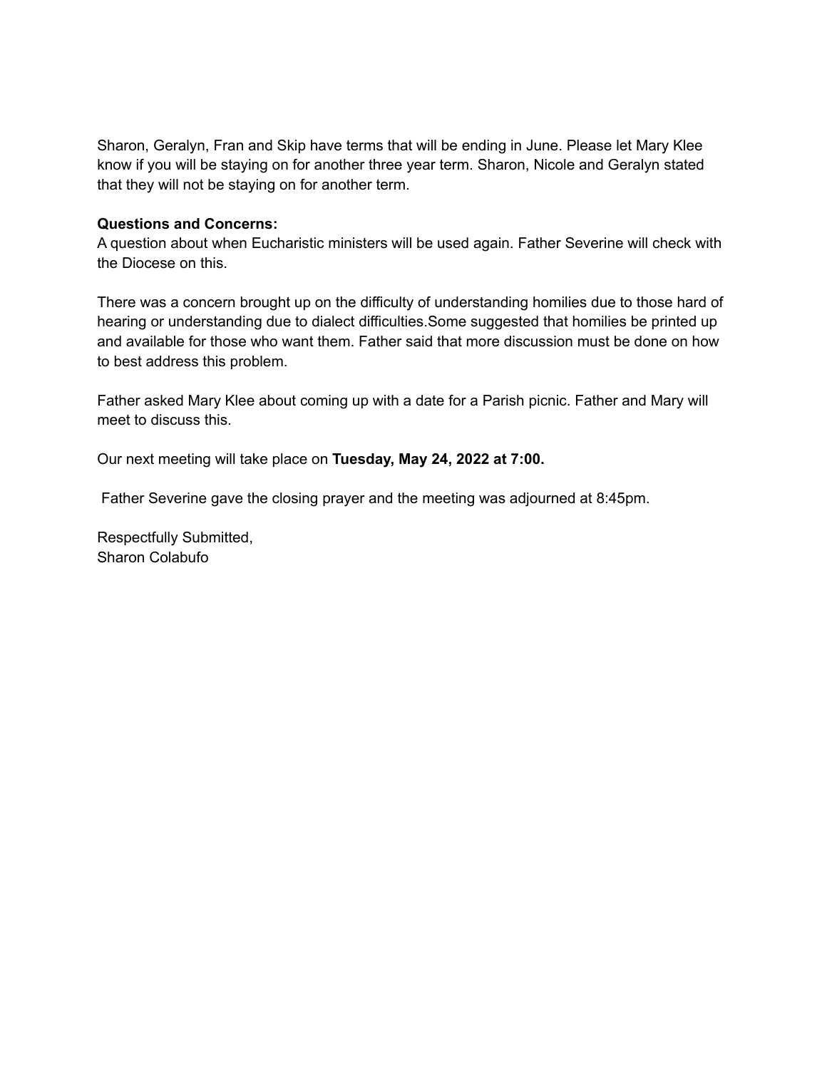Sharon, Geralyn, Fran and Skip have terms that will be ending in June. Please let Mary Klee know if you will be staying on for another three year term. Sharon, Nicole and Geralyn stated that they will not be staying on for another term.

**Questions and Concerns:**
A question about when Eucharistic ministers will be used again. Father Severine will check with the Diocese on this.

There was a concern brought up on the difficulty of understanding homilies due to those hard of hearing or understanding due to dialect difficulties.Some suggested that homilies be printed up and available for those who want them. Father said that more discussion must be done on how to best address this problem.

Father asked Mary Klee about coming up with a date for a Parish picnic. Father and Mary will meet to discuss this.

Our next meeting will take place on **Tuesday, May 24, 2022 at 7:00.**

Father Severine gave the closing prayer and the meeting was adjourned at 8:45pm.

Respectfully Submitted,
Sharon Colabufo